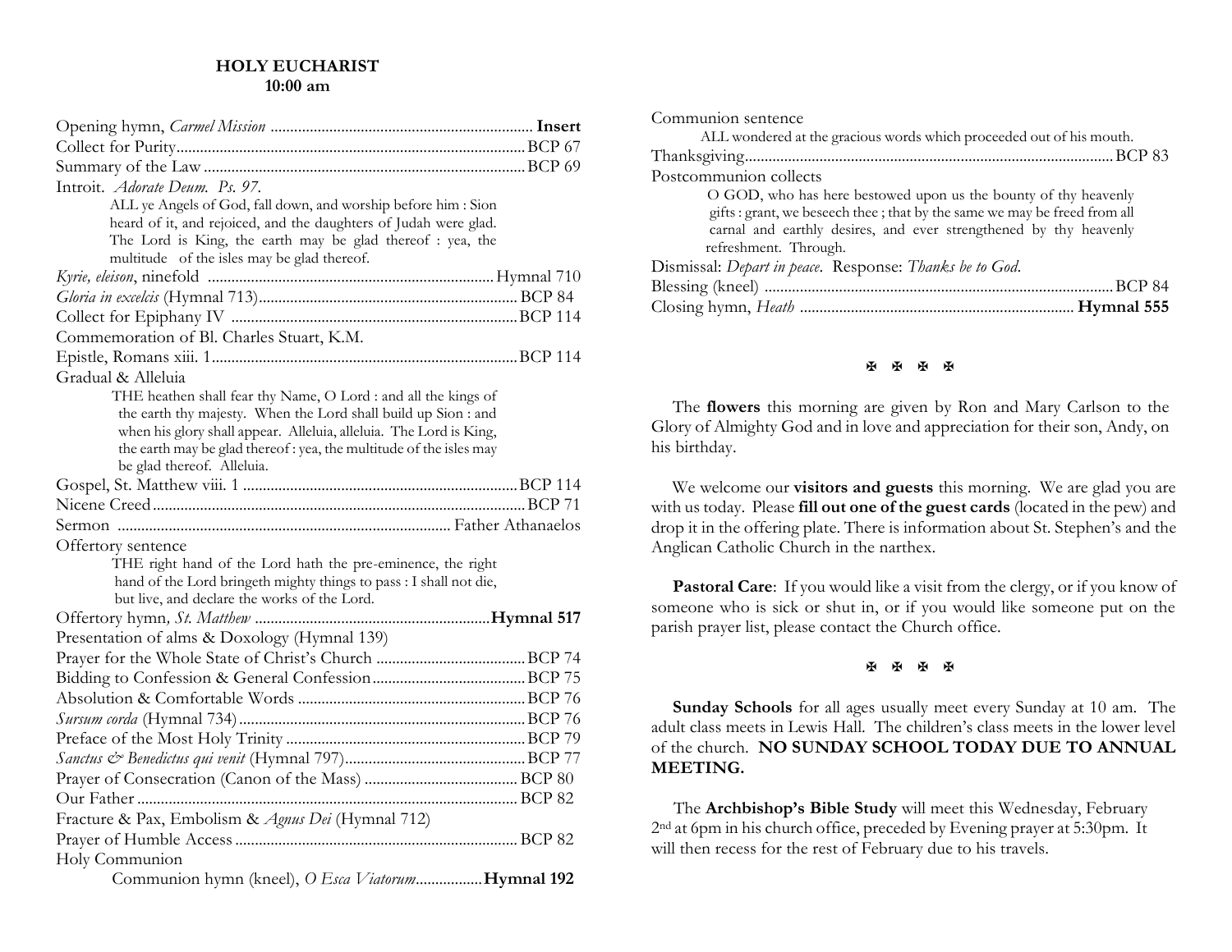## HOLY EUCHARIST
**10:00 am**

Opening hymn, *Carmel Mission* .................. **Insert**
Collect for Purity .................. BCP 67
Summary of the Law .................. BCP 69
Introit. *Adorate Deum. Ps. 97.*

> ALL ye Angels of God, fall down, and worship before him : Sion heard of it, and rejoiced, and the daughters of Judah were glad. The Lord is King, the earth may be glad thereof : yea, the multitude of the isles may be glad thereof.

*Kyrie, eleison*, ninefold .................. Hymnal 710
*Gloria in excelcis* (Hymnal 713) .................. BCP 84
Collect for Epiphany IV .................. BCP 114
Commemoration of Bl. Charles Stuart, K.M.
Epistle, Romans xiii. 1 .................. BCP 114
Gradual & Alleluia

> THE heathen shall fear thy Name, O Lord : and all the kings of the earth thy majesty. When the Lord shall build up Sion : and when his glory shall appear. Alleluia, alleluia. The Lord is King, the earth may be glad thereof : yea, the multitude of the isles may be glad thereof. Alleluia.

Gospel, St. Matthew viii. 1 .................. BCP 114
Nicene Creed .................. BCP 71
Sermon .................. Father Athanaelos
Offertory sentence

> THE right hand of the Lord hath the pre-eminence, the right hand of the Lord bringeth mighty things to pass : I shall not die, but live, and declare the works of the Lord.

Offertory hymn, *St. Matthew* .................. **Hymnal 517**
Presentation of alms & Doxology (Hymnal 139)
Prayer for the Whole State of Christ's Church .................. BCP 74
Bidding to Confession & General Confession .................. BCP 75
Absolution & Comfortable Words .................. BCP 76
*Sursum corda* (Hymnal 734) .................. BCP 76
Preface of the Most Holy Trinity .................. BCP 79
*Sanctus & Benedictus qui venit* (Hymnal 797) .................. BCP 77
Prayer of Consecration (Canon of the Mass) .................. BCP 80
Our Father .................. BCP 82
Fracture & Pax, Embolism & *Agnus Dei* (Hymnal 712)
Prayer of Humble Access .................. BCP 82
Holy Communion

> Communion hymn (kneel), *O Esca Viatorum* .................. **Hymnal 192**

Communion sentence

> ALL wondered at the gracious words which proceeded out of his mouth.

Thanksgiving .................. BCP 83
Postcommunion collects

> O GOD, who has here bestowed upon us the bounty of thy heavenly gifts : grant, we beseech thee ; that by the same we may be freed from all carnal and earthly desires, and ever strengthened by thy heavenly refreshment. Through.

Dismissal: *Depart in peace.* Response: *Thanks be to God.*
Blessing (kneel) .................. BCP 84
Closing hymn, *Heath* .................. **Hymnal 555**

✠ ✠ ✠ ✠

The **flowers** this morning are given by Ron and Mary Carlson to the Glory of Almighty God and in love and appreciation for their son, Andy, on his birthday.

We welcome our **visitors and guests** this morning. We are glad you are with us today. Please **fill out one of the guest cards** (located in the pew) and drop it in the offering plate. There is information about St. Stephen's and the Anglican Catholic Church in the narthex.

**Pastoral Care**: If you would like a visit from the clergy, or if you know of someone who is sick or shut in, or if you would like someone put on the parish prayer list, please contact the Church office.

✠ ✠ ✠ ✠

**Sunday Schools** for all ages usually meet every Sunday at 10 am. The adult class meets in Lewis Hall. The children's class meets in the lower level of the church. **NO SUNDAY SCHOOL TODAY DUE TO ANNUAL MEETING.**

The **Archbishop's Bible Study** will meet this Wednesday, February 2nd at 6pm in his church office, preceded by Evening prayer at 5:30pm. It will then recess for the rest of February due to his travels.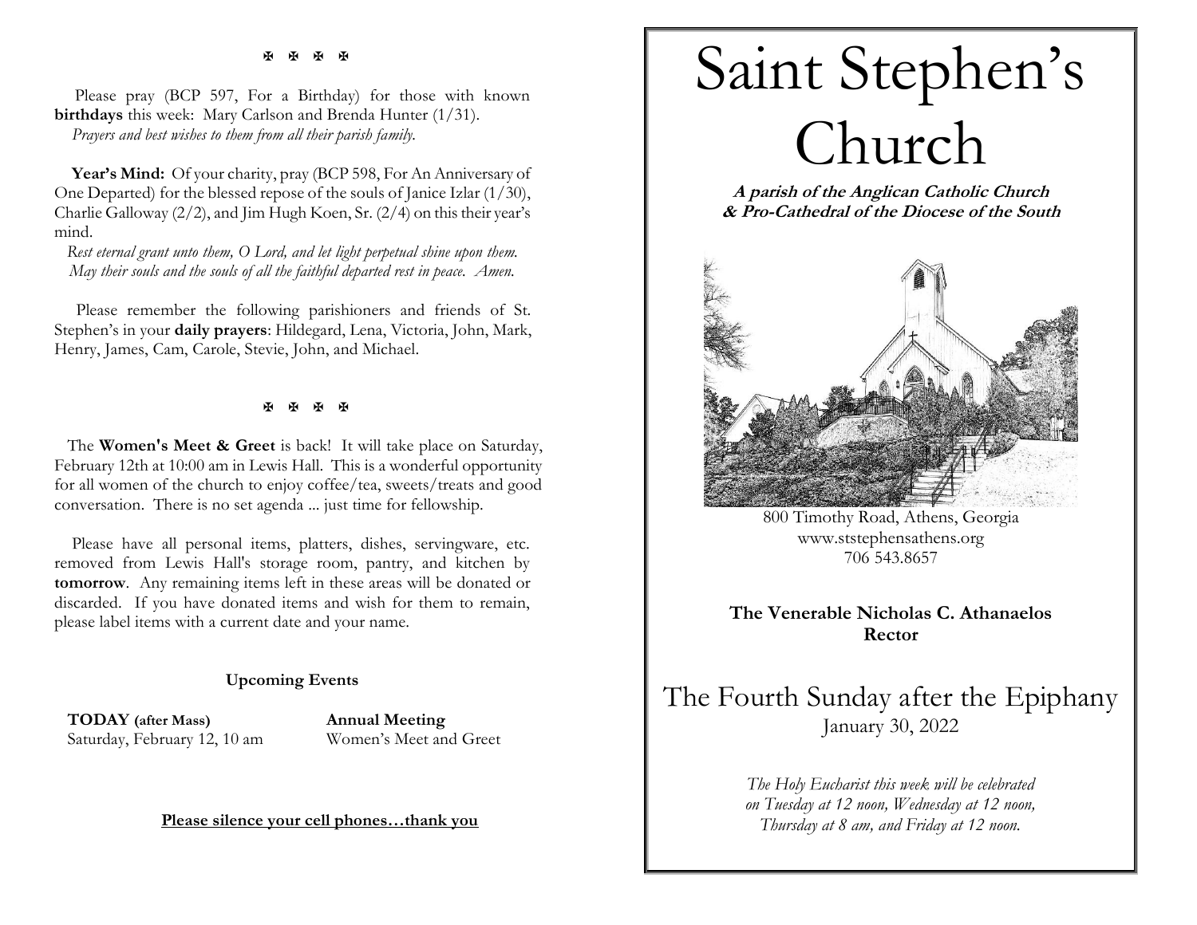✠ ✠ ✠ ✠

Please pray (BCP 597, For a Birthday) for those with known **birthdays** this week: Mary Carlson and Brenda Hunter (1/31).
*Prayers and best wishes to them from all their parish family.*

**Year's Mind:** Of your charity, pray (BCP 598, For An Anniversary of One Departed) for the blessed repose of the souls of Janice Izlar (1/30), Charlie Galloway (2/2), and Jim Hugh Koen, Sr. (2/4) on this their year's mind.
*Rest eternal grant unto them, O Lord, and let light perpetual shine upon them. May their souls and the souls of all the faithful departed rest in peace. Amen.*

Please remember the following parishioners and friends of St. Stephen's in your **daily prayers**: Hildegard, Lena, Victoria, John, Mark, Henry, James, Cam, Carole, Stevie, John, and Michael.

✠ ✠ ✠ ✠

The **Women's Meet & Greet** is back! It will take place on Saturday, February 12th at 10:00 am in Lewis Hall. This is a wonderful opportunity for all women of the church to enjoy coffee/tea, sweets/treats and good conversation. There is no set agenda ... just time for fellowship.

Please have all personal items, platters, dishes, servingware, etc. removed from Lewis Hall's storage room, pantry, and kitchen by **tomorrow**. Any remaining items left in these areas will be donated or discarded. If you have donated items and wish for them to remain, please label items with a current date and your name.

**Upcoming Events**

| | |
|---|---|
| **TODAY (after Mass)** | **Annual Meeting** |
| Saturday, February 12, 10 am | Women's Meet and Greet |

**<u>Please silence your cell phones…thank you</u>**

# Saint Stephen's Church

***A parish of the Anglican Catholic Church & Pro-Cathedral of the Diocese of the South***

800 Timothy Road, Athens, Georgia
www.ststephensathens.org
706 543.8657

**The Venerable Nicholas C. Athanaelos**
**Rector**

## The Fourth Sunday after the Epiphany

January 30, 2022

*The Holy Eucharist this week will be celebrated on Tuesday at 12 noon, Wednesday at 12 noon, Thursday at 8 am, and Friday at 12 noon.*